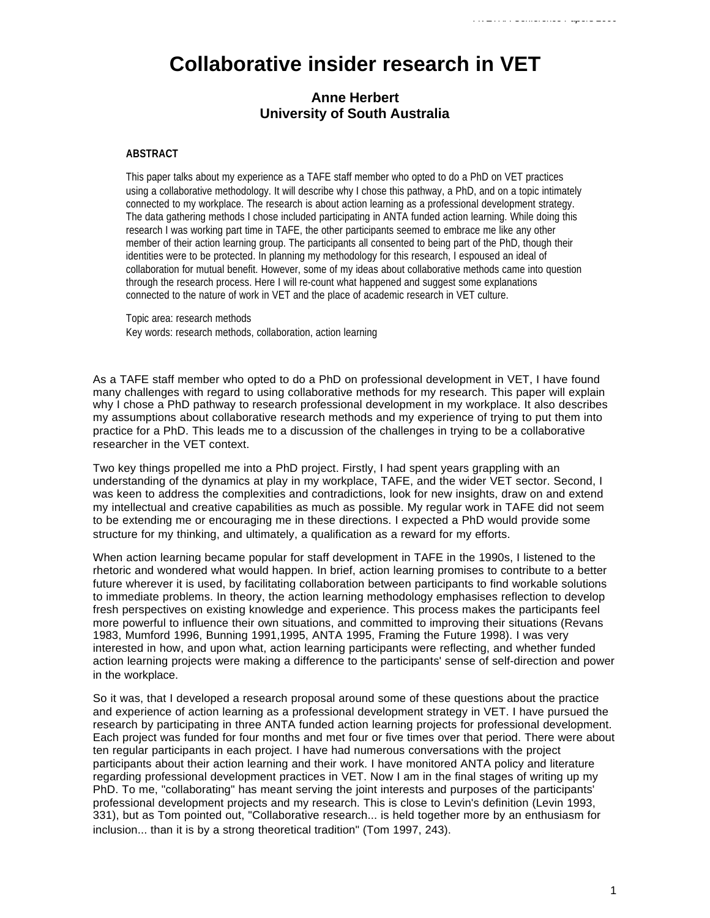# Collaborative insider research in VET

**Anne Herbert**
**University of South Australia**

**ABSTRACT**

This paper talks about my experience as a TAFE staff member who opted to do a PhD on VET practices using a collaborative methodology. It will describe why I chose this pathway, a PhD, and on a topic intimately connected to my workplace. The research is about action learning as a professional development strategy. The data gathering methods I chose included participating in ANTA funded action learning. While doing this research I was working part time in TAFE, the other participants seemed to embrace me like any other member of their action learning group. The participants all consented to being part of the PhD, though their identities were to be protected. In planning my methodology for this research, I espoused an ideal of collaboration for mutual benefit. However, some of my ideas about collaborative methods came into question through the research process. Here I will re-count what happened and suggest some explanations connected to the nature of work in VET and the place of academic research in VET culture.

Topic area: research methods
Key words: research methods, collaboration, action learning

As a TAFE staff member who opted to do a PhD on professional development in VET, I have found many challenges with regard to using collaborative methods for my research. This paper will explain why I chose a PhD pathway to research professional development in my workplace. It also describes my assumptions about collaborative research methods and my experience of trying to put them into practice for a PhD. This leads me to a discussion of the challenges in trying to be a collaborative researcher in the VET context.

Two key things propelled me into a PhD project. Firstly, I had spent years grappling with an understanding of the dynamics at play in my workplace, TAFE, and the wider VET sector. Second, I was keen to address the complexities and contradictions, look for new insights, draw on and extend my intellectual and creative capabilities as much as possible. My regular work in TAFE did not seem to be extending me or encouraging me in these directions. I expected a PhD would provide some structure for my thinking, and ultimately, a qualification as a reward for my efforts.

When action learning became popular for staff development in TAFE in the 1990s, I listened to the rhetoric and wondered what would happen. In brief, action learning promises to contribute to a better future wherever it is used, by facilitating collaboration between participants to find workable solutions to immediate problems. In theory, the action learning methodology emphasises reflection to develop fresh perspectives on existing knowledge and experience. This process makes the participants feel more powerful to influence their own situations, and committed to improving their situations (Revans 1983, Mumford 1996, Bunning 1991,1995, ANTA 1995, Framing the Future 1998). I was very interested in how, and upon what, action learning participants were reflecting, and whether funded action learning projects were making a difference to the participants' sense of self-direction and power in the workplace.

So it was, that I developed a research proposal around some of these questions about the practice and experience of action learning as a professional development strategy in VET. I have pursued the research by participating in three ANTA funded action learning projects for professional development. Each project was funded for four months and met four or five times over that period. There were about ten regular participants in each project. I have had numerous conversations with the project participants about their action learning and their work. I have monitored ANTA policy and literature regarding professional development practices in VET. Now I am in the final stages of writing up my PhD. To me, "collaborating" has meant serving the joint interests and purposes of the participants' professional development projects and my research. This is close to Levin's definition (Levin 1993, 331), but as Tom pointed out, "Collaborative research... is held together more by an enthusiasm for inclusion... than it is by a strong theoretical tradition" (Tom 1997, 243).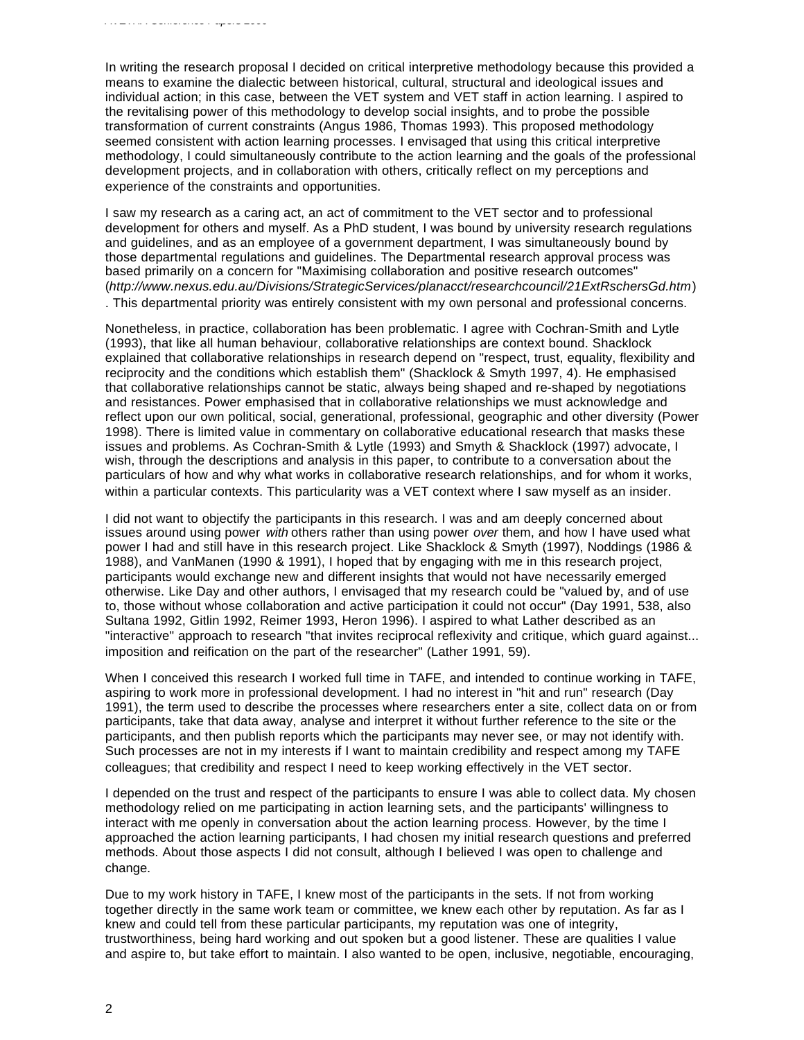In writing the research proposal I decided on critical interpretive methodology because this provided a means to examine the dialectic between historical, cultural, structural and ideological issues and individual action; in this case, between the VET system and VET staff in action learning. I aspired to the revitalising power of this methodology to develop social insights, and to probe the possible transformation of current constraints (Angus 1986, Thomas 1993). This proposed methodology seemed consistent with action learning processes. I envisaged that using this critical interpretive methodology, I could simultaneously contribute to the action learning and the goals of the professional development projects, and in collaboration with others, critically reflect on my perceptions and experience of the constraints and opportunities.

I saw my research as a caring act, an act of commitment to the VET sector and to professional development for others and myself. As a PhD student, I was bound by university research regulations and guidelines, and as an employee of a government department, I was simultaneously bound by those departmental regulations and guidelines. The Departmental research approval process was based primarily on a concern for "Maximising collaboration and positive research outcomes" (*http://www.nexus.edu.au/Divisions/StrategicServices/planacct/researchcouncil/21ExtRschersGd.htm*). This departmental priority was entirely consistent with my own personal and professional concerns.

Nonetheless, in practice, collaboration has been problematic. I agree with Cochran-Smith and Lytle (1993), that like all human behaviour, collaborative relationships are context bound. Shacklock explained that collaborative relationships in research depend on "respect, trust, equality, flexibility and reciprocity and the conditions which establish them" (Shacklock & Smyth 1997, 4). He emphasised that collaborative relationships cannot be static, always being shaped and re-shaped by negotiations and resistances. Power emphasised that in collaborative relationships we must acknowledge and reflect upon our own political, social, generational, professional, geographic and other diversity (Power 1998). There is limited value in commentary on collaborative educational research that masks these issues and problems. As Cochran-Smith & Lytle (1993) and Smyth & Shacklock (1997) advocate, I wish, through the descriptions and analysis in this paper, to contribute to a conversation about the particulars of how and why what works in collaborative research relationships, and for whom it works, within a particular contexts. This particularity was a VET context where I saw myself as an insider.

I did not want to objectify the participants in this research. I was and am deeply concerned about issues around using power *with* others rather than using power *over* them, and how I have used what power I had and still have in this research project. Like Shacklock & Smyth (1997), Noddings (1986 & 1988), and VanManen (1990 & 1991), I hoped that by engaging with me in this research project, participants would exchange new and different insights that would not have necessarily emerged otherwise. Like Day and other authors, I envisaged that my research could be "valued by, and of use to, those without whose collaboration and active participation it could not occur" (Day 1991, 538, also Sultana 1992, Gitlin 1992, Reimer 1993, Heron 1996). I aspired to what Lather described as an "interactive" approach to research "that invites reciprocal reflexivity and critique, which guard against... imposition and reification on the part of the researcher" (Lather 1991, 59).

When I conceived this research I worked full time in TAFE, and intended to continue working in TAFE, aspiring to work more in professional development. I had no interest in "hit and run" research (Day 1991), the term used to describe the processes where researchers enter a site, collect data on or from participants, take that data away, analyse and interpret it without further reference to the site or the participants, and then publish reports which the participants may never see, or may not identify with. Such processes are not in my interests if I want to maintain credibility and respect among my TAFE colleagues; that credibility and respect I need to keep working effectively in the VET sector.

I depended on the trust and respect of the participants to ensure I was able to collect data. My chosen methodology relied on me participating in action learning sets, and the participants' willingness to interact with me openly in conversation about the action learning process. However, by the time I approached the action learning participants, I had chosen my initial research questions and preferred methods. About those aspects I did not consult, although I believed I was open to challenge and change.

Due to my work history in TAFE, I knew most of the participants in the sets. If not from working together directly in the same work team or committee, we knew each other by reputation. As far as I knew and could tell from these particular participants, my reputation was one of integrity, trustworthiness, being hard working and out spoken but a good listener. These are qualities I value and aspire to, but take effort to maintain. I also wanted to be open, inclusive, negotiable, encouraging,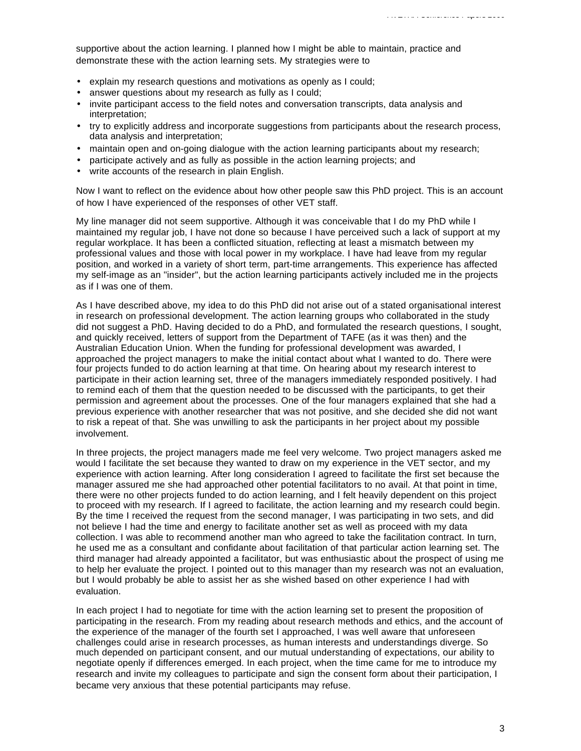supportive about the action learning. I planned how I might be able to maintain, practice and demonstrate these with the action learning sets. My strategies were to

- explain my research questions and motivations as openly as I could;
- answer questions about my research as fully as I could;
- invite participant access to the field notes and conversation transcripts, data analysis and interpretation;
- try to explicitly address and incorporate suggestions from participants about the research process, data analysis and interpretation;
- maintain open and on-going dialogue with the action learning participants about my research;
- participate actively and as fully as possible in the action learning projects; and
- write accounts of the research in plain English.

Now I want to reflect on the evidence about how other people saw this PhD project. This is an account of how I have experienced of the responses of other VET staff.

My line manager did not seem supportive. Although it was conceivable that I do my PhD while I maintained my regular job, I have not done so because I have perceived such a lack of support at my regular workplace. It has been a conflicted situation, reflecting at least a mismatch between my professional values and those with local power in my workplace. I have had leave from my regular position, and worked in a variety of short term, part-time arrangements. This experience has affected my self-image as an "insider", but the action learning participants actively included me in the projects as if I was one of them.

As I have described above, my idea to do this PhD did not arise out of a stated organisational interest in research on professional development. The action learning groups who collaborated in the study did not suggest a PhD. Having decided to do a PhD, and formulated the research questions, I sought, and quickly received, letters of support from the Department of TAFE (as it was then) and the Australian Education Union. When the funding for professional development was awarded, I approached the project managers to make the initial contact about what I wanted to do. There were four projects funded to do action learning at that time. On hearing about my research interest to participate in their action learning set, three of the managers immediately responded positively. I had to remind each of them that the question needed to be discussed with the participants, to get their permission and agreement about the processes. One of the four managers explained that she had a previous experience with another researcher that was not positive, and she decided she did not want to risk a repeat of that. She was unwilling to ask the participants in her project about my possible involvement.

In three projects, the project managers made me feel very welcome. Two project managers asked me would I facilitate the set because they wanted to draw on my experience in the VET sector, and my experience with action learning. After long consideration I agreed to facilitate the first set because the manager assured me she had approached other potential facilitators to no avail. At that point in time, there were no other projects funded to do action learning, and I felt heavily dependent on this project to proceed with my research. If I agreed to facilitate, the action learning and my research could begin. By the time I received the request from the second manager, I was participating in two sets, and did not believe I had the time and energy to facilitate another set as well as proceed with my data collection. I was able to recommend another man who agreed to take the facilitation contract. In turn, he used me as a consultant and confidante about facilitation of that particular action learning set. The third manager had already appointed a facilitator, but was enthusiastic about the prospect of using me to help her evaluate the project. I pointed out to this manager than my research was not an evaluation, but I would probably be able to assist her as she wished based on other experience I had with evaluation.

In each project I had to negotiate for time with the action learning set to present the proposition of participating in the research. From my reading about research methods and ethics, and the account of the experience of the manager of the fourth set I approached, I was well aware that unforeseen challenges could arise in research processes, as human interests and understandings diverge. So much depended on participant consent, and our mutual understanding of expectations, our ability to negotiate openly if differences emerged. In each project, when the time came for me to introduce my research and invite my colleagues to participate and sign the consent form about their participation, I became very anxious that these potential participants may refuse.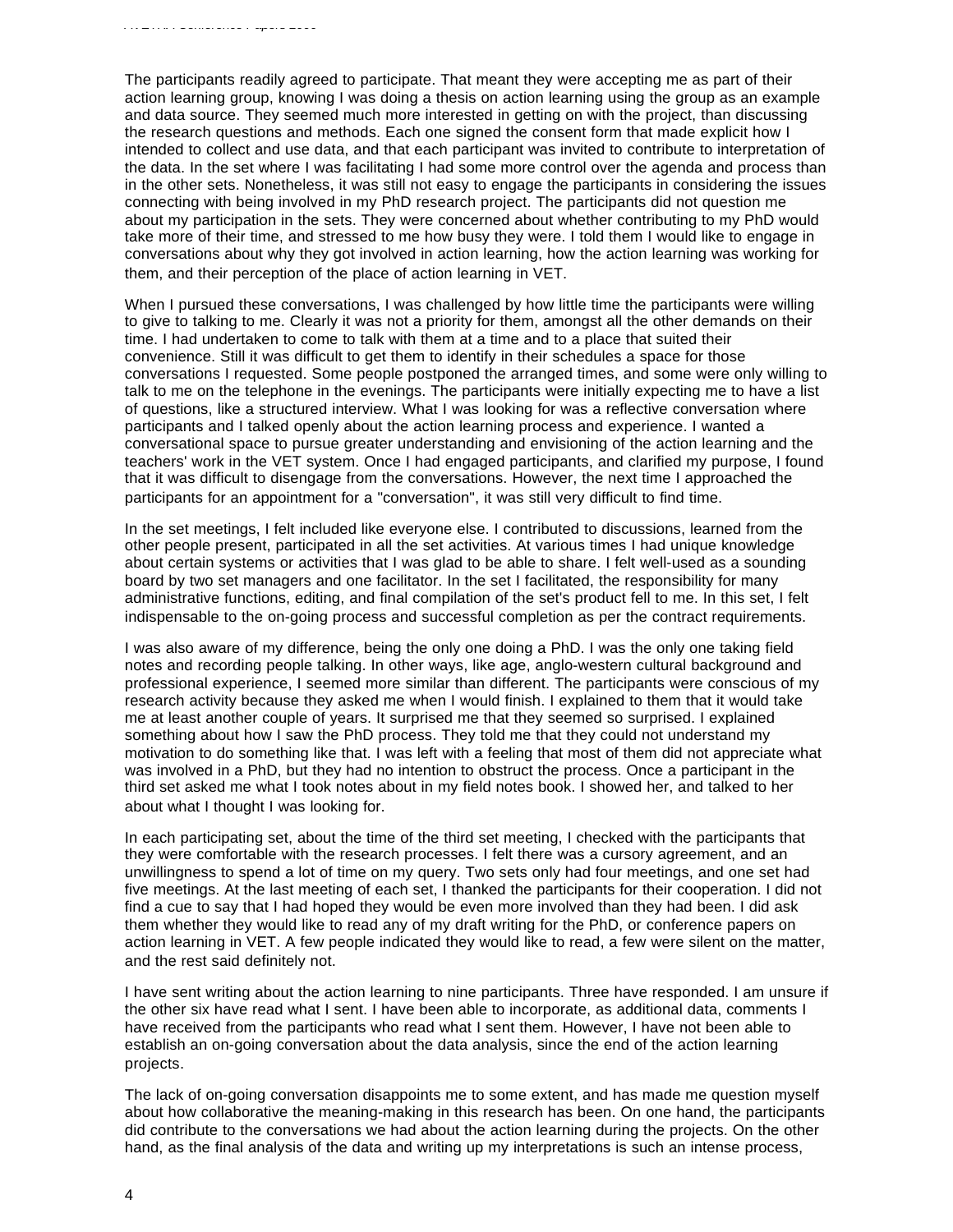The participants readily agreed to participate. That meant they were accepting me as part of their action learning group, knowing I was doing a thesis on action learning using the group as an example and data source. They seemed much more interested in getting on with the project, than discussing the research questions and methods. Each one signed the consent form that made explicit how I intended to collect and use data, and that each participant was invited to contribute to interpretation of the data. In the set where I was facilitating I had some more control over the agenda and process than in the other sets. Nonetheless, it was still not easy to engage the participants in considering the issues connecting with being involved in my PhD research project. The participants did not question me about my participation in the sets. They were concerned about whether contributing to my PhD would take more of their time, and stressed to me how busy they were. I told them I would like to engage in conversations about why they got involved in action learning, how the action learning was working for them, and their perception of the place of action learning in VET.

When I pursued these conversations, I was challenged by how little time the participants were willing to give to talking to me. Clearly it was not a priority for them, amongst all the other demands on their time. I had undertaken to come to talk with them at a time and to a place that suited their convenience. Still it was difficult to get them to identify in their schedules a space for those conversations I requested. Some people postponed the arranged times, and some were only willing to talk to me on the telephone in the evenings. The participants were initially expecting me to have a list of questions, like a structured interview. What I was looking for was a reflective conversation where participants and I talked openly about the action learning process and experience. I wanted a conversational space to pursue greater understanding and envisioning of the action learning and the teachers' work in the VET system. Once I had engaged participants, and clarified my purpose, I found that it was difficult to disengage from the conversations. However, the next time I approached the participants for an appointment for a "conversation", it was still very difficult to find time.

In the set meetings, I felt included like everyone else. I contributed to discussions, learned from the other people present, participated in all the set activities. At various times I had unique knowledge about certain systems or activities that I was glad to be able to share. I felt well-used as a sounding board by two set managers and one facilitator. In the set I facilitated, the responsibility for many administrative functions, editing, and final compilation of the set's product fell to me. In this set, I felt indispensable to the on-going process and successful completion as per the contract requirements.

I was also aware of my difference, being the only one doing a PhD. I was the only one taking field notes and recording people talking. In other ways, like age, anglo-western cultural background and professional experience, I seemed more similar than different. The participants were conscious of my research activity because they asked me when I would finish. I explained to them that it would take me at least another couple of years. It surprised me that they seemed so surprised. I explained something about how I saw the PhD process. They told me that they could not understand my motivation to do something like that. I was left with a feeling that most of them did not appreciate what was involved in a PhD, but they had no intention to obstruct the process. Once a participant in the third set asked me what I took notes about in my field notes book. I showed her, and talked to her about what I thought I was looking for.

In each participating set, about the time of the third set meeting, I checked with the participants that they were comfortable with the research processes. I felt there was a cursory agreement, and an unwillingness to spend a lot of time on my query. Two sets only had four meetings, and one set had five meetings. At the last meeting of each set, I thanked the participants for their cooperation. I did not find a cue to say that I had hoped they would be even more involved than they had been. I did ask them whether they would like to read any of my draft writing for the PhD, or conference papers on action learning in VET. A few people indicated they would like to read, a few were silent on the matter, and the rest said definitely not.

I have sent writing about the action learning to nine participants. Three have responded. I am unsure if the other six have read what I sent. I have been able to incorporate, as additional data, comments I have received from the participants who read what I sent them. However, I have not been able to establish an on-going conversation about the data analysis, since the end of the action learning projects.

The lack of on-going conversation disappoints me to some extent, and has made me question myself about how collaborative the meaning-making in this research has been. On one hand, the participants did contribute to the conversations we had about the action learning during the projects. On the other hand, as the final analysis of the data and writing up my interpretations is such an intense process,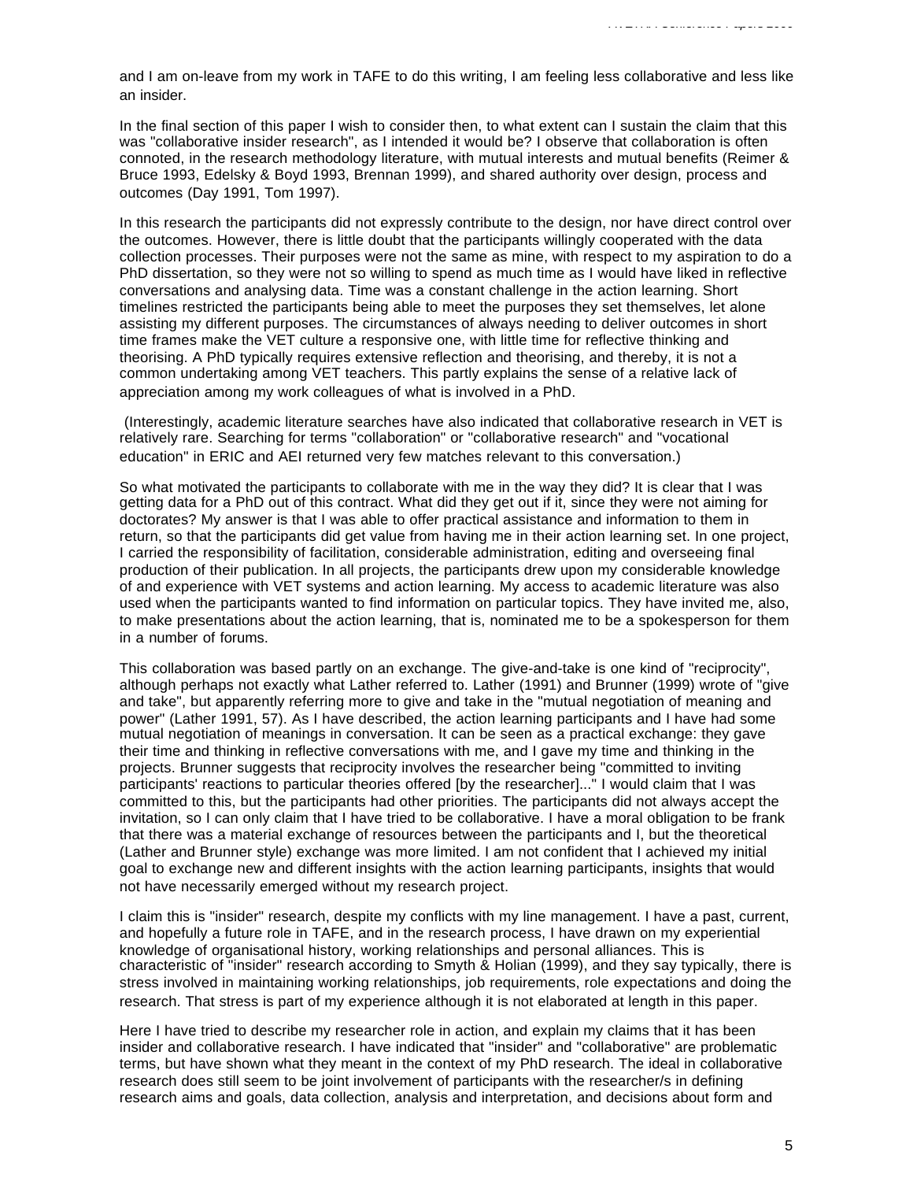and I am on-leave from my work in TAFE to do this writing, I am feeling less collaborative and less like an insider.

In the final section of this paper I wish to consider then, to what extent can I sustain the claim that this was "collaborative insider research", as I intended it would be? I observe that collaboration is often connoted, in the research methodology literature, with mutual interests and mutual benefits (Reimer & Bruce 1993, Edelsky & Boyd 1993, Brennan 1999), and shared authority over design, process and outcomes (Day 1991, Tom 1997).

In this research the participants did not expressly contribute to the design, nor have direct control over the outcomes. However, there is little doubt that the participants willingly cooperated with the data collection processes. Their purposes were not the same as mine, with respect to my aspiration to do a PhD dissertation, so they were not so willing to spend as much time as I would have liked in reflective conversations and analysing data. Time was a constant challenge in the action learning. Short timelines restricted the participants being able to meet the purposes they set themselves, let alone assisting my different purposes. The circumstances of always needing to deliver outcomes in short time frames make the VET culture a responsive one, with little time for reflective thinking and theorising. A PhD typically requires extensive reflection and theorising, and thereby, it is not a common undertaking among VET teachers. This partly explains the sense of a relative lack of appreciation among my work colleagues of what is involved in a PhD.

(Interestingly, academic literature searches have also indicated that collaborative research in VET is relatively rare. Searching for terms "collaboration" or "collaborative research" and "vocational education" in ERIC and AEI returned very few matches relevant to this conversation.)

So what motivated the participants to collaborate with me in the way they did? It is clear that I was getting data for a PhD out of this contract. What did they get out if it, since they were not aiming for doctorates? My answer is that I was able to offer practical assistance and information to them in return, so that the participants did get value from having me in their action learning set. In one project, I carried the responsibility of facilitation, considerable administration, editing and overseeing final production of their publication. In all projects, the participants drew upon my considerable knowledge of and experience with VET systems and action learning. My access to academic literature was also used when the participants wanted to find information on particular topics. They have invited me, also, to make presentations about the action learning, that is, nominated me to be a spokesperson for them in a number of forums.

This collaboration was based partly on an exchange. The give-and-take is one kind of "reciprocity", although perhaps not exactly what Lather referred to. Lather (1991) and Brunner (1999) wrote of "give and take", but apparently referring more to give and take in the "mutual negotiation of meaning and power" (Lather 1991, 57). As I have described, the action learning participants and I have had some mutual negotiation of meanings in conversation. It can be seen as a practical exchange: they gave their time and thinking in reflective conversations with me, and I gave my time and thinking in the projects. Brunner suggests that reciprocity involves the researcher being "committed to inviting participants' reactions to particular theories offered [by the researcher]..." I would claim that I was committed to this, but the participants had other priorities. The participants did not always accept the invitation, so I can only claim that I have tried to be collaborative. I have a moral obligation to be frank that there was a material exchange of resources between the participants and I, but the theoretical (Lather and Brunner style) exchange was more limited. I am not confident that I achieved my initial goal to exchange new and different insights with the action learning participants, insights that would not have necessarily emerged without my research project.

I claim this is "insider" research, despite my conflicts with my line management. I have a past, current, and hopefully a future role in TAFE, and in the research process, I have drawn on my experiential knowledge of organisational history, working relationships and personal alliances. This is characteristic of "insider" research according to Smyth & Holian (1999), and they say typically, there is stress involved in maintaining working relationships, job requirements, role expectations and doing the research. That stress is part of my experience although it is not elaborated at length in this paper.

Here I have tried to describe my researcher role in action, and explain my claims that it has been insider and collaborative research. I have indicated that "insider" and "collaborative" are problematic terms, but have shown what they meant in the context of my PhD research. The ideal in collaborative research does still seem to be joint involvement of participants with the researcher/s in defining research aims and goals, data collection, analysis and interpretation, and decisions about form and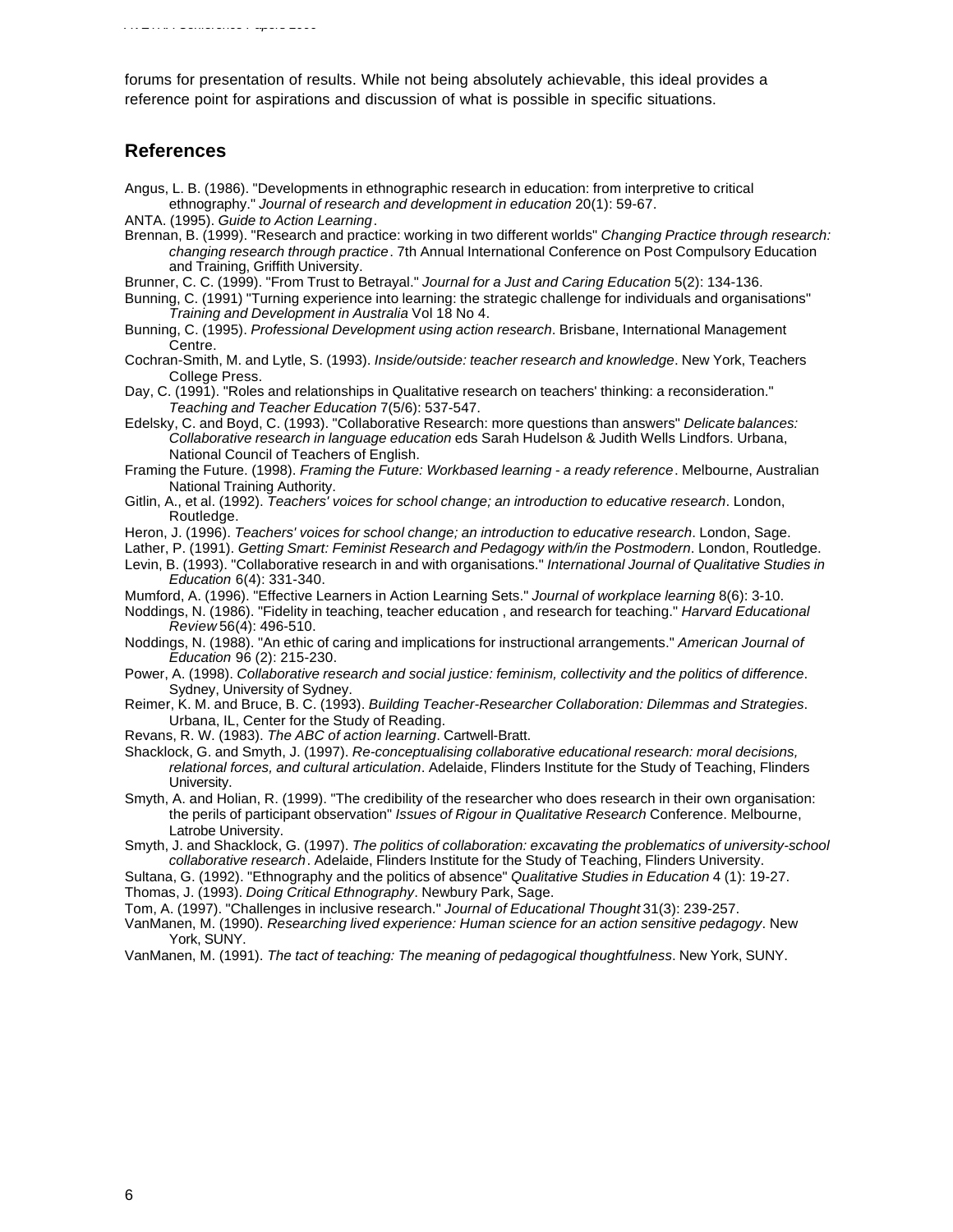forums for presentation of results. While not being absolutely achievable, this ideal provides a reference point for aspirations and discussion of what is possible in specific situations.

## References

Angus, L. B. (1986). "Developments in ethnographic research in education: from interpretive to critical ethnography." *Journal of research and development in education* 20(1): 59-67.

ANTA. (1995). *Guide to Action Learning*.

Brennan, B. (1999). "Research and practice: working in two different worlds" *Changing Practice through research: changing research through practice*. 7th Annual International Conference on Post Compulsory Education and Training, Griffith University.

Brunner, C. C. (1999). "From Trust to Betrayal." *Journal for a Just and Caring Education* 5(2): 134-136.

Bunning, C. (1991) "Turning experience into learning: the strategic challenge for individuals and organisations" *Training and Development in Australia* Vol 18 No 4.

Bunning, C. (1995). *Professional Development using action research*. Brisbane, International Management Centre.

Cochran-Smith, M. and Lytle, S. (1993). *Inside/outside: teacher research and knowledge*. New York, Teachers College Press.

Day, C. (1991). "Roles and relationships in Qualitative research on teachers' thinking: a reconsideration." *Teaching and Teacher Education* 7(5/6): 537-547.

Edelsky, C. and Boyd, C. (1993). "Collaborative Research: more questions than answers" *Delicate balances: Collaborative research in language education* eds Sarah Hudelson & Judith Wells Lindfors. Urbana, National Council of Teachers of English.

Framing the Future. (1998). *Framing the Future: Workbased learning - a ready reference*. Melbourne, Australian National Training Authority.

Gitlin, A., et al. (1992). *Teachers' voices for school change; an introduction to educative research*. London, Routledge.

Heron, J. (1996). *Teachers' voices for school change; an introduction to educative research*. London, Sage.

Lather, P. (1991). *Getting Smart: Feminist Research and Pedagogy with/in the Postmodern*. London, Routledge.

Levin, B. (1993). "Collaborative research in and with organisations." *International Journal of Qualitative Studies in Education* 6(4): 331-340.

Mumford, A. (1996). "Effective Learners in Action Learning Sets." *Journal of workplace learning* 8(6): 3-10.

Noddings, N. (1986). "Fidelity in teaching, teacher education , and research for teaching." *Harvard Educational Review* 56(4): 496-510.

Noddings, N. (1988). "An ethic of caring and implications for instructional arrangements." *American Journal of Education* 96 (2): 215-230.

Power, A. (1998). *Collaborative research and social justice: feminism, collectivity and the politics of difference*. Sydney, University of Sydney.

Reimer, K. M. and Bruce, B. C. (1993). *Building Teacher-Researcher Collaboration: Dilemmas and Strategies*. Urbana, IL, Center for the Study of Reading.

Revans, R. W. (1983). *The ABC of action learning*. Cartwell-Bratt.

Shacklock, G. and Smyth, J. (1997). *Re-conceptualising collaborative educational research: moral decisions, relational forces, and cultural articulation*. Adelaide, Flinders Institute for the Study of Teaching, Flinders University.

Smyth, A. and Holian, R. (1999). "The credibility of the researcher who does research in their own organisation: the perils of participant observation" *Issues of Rigour in Qualitative Research* Conference. Melbourne, Latrobe University.

Smyth, J. and Shacklock, G. (1997). *The politics of collaboration: excavating the problematics of university-school collaborative research*. Adelaide, Flinders Institute for the Study of Teaching, Flinders University.

Sultana, G. (1992). "Ethnography and the politics of absence" *Qualitative Studies in Education* 4 (1): 19-27.

Thomas, J. (1993). *Doing Critical Ethnography*. Newbury Park, Sage.

Tom, A. (1997). "Challenges in inclusive research." *Journal of Educational Thought* 31(3): 239-257.

VanManen, M. (1990). *Researching lived experience: Human science for an action sensitive pedagogy*. New York, SUNY.

VanManen, M. (1991). *The tact of teaching: The meaning of pedagogical thoughtfulness*. New York, SUNY.